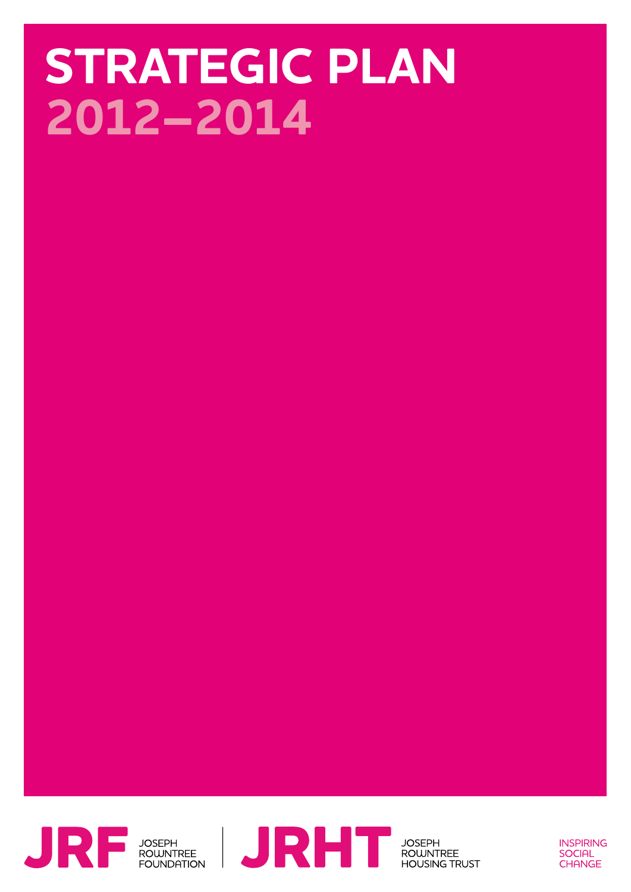# STRATEGIC PLAN 2012–2014

JRF JOSEPH ROWNTREE FOUNDATION

JRHT JOSEPH ROWNTREE HOUSING TRUST

INSPIRING SOCIAL CHANGE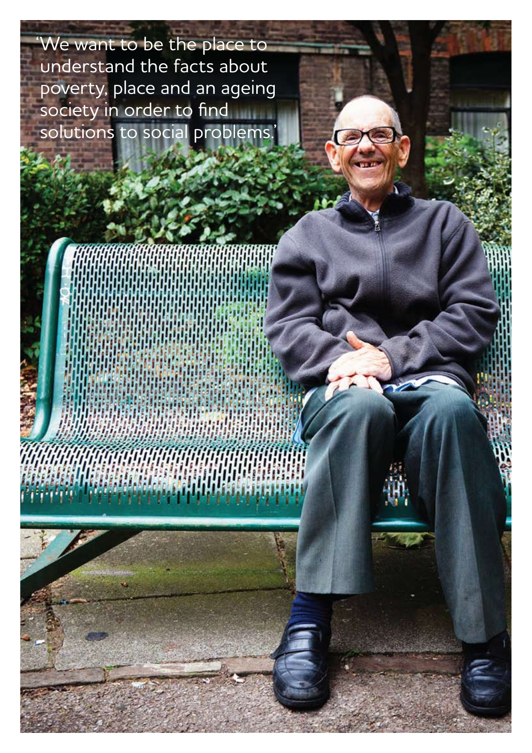'We want to be the place to understand the facts about poverty, place and an ageing society in order to find solutions to social problems.'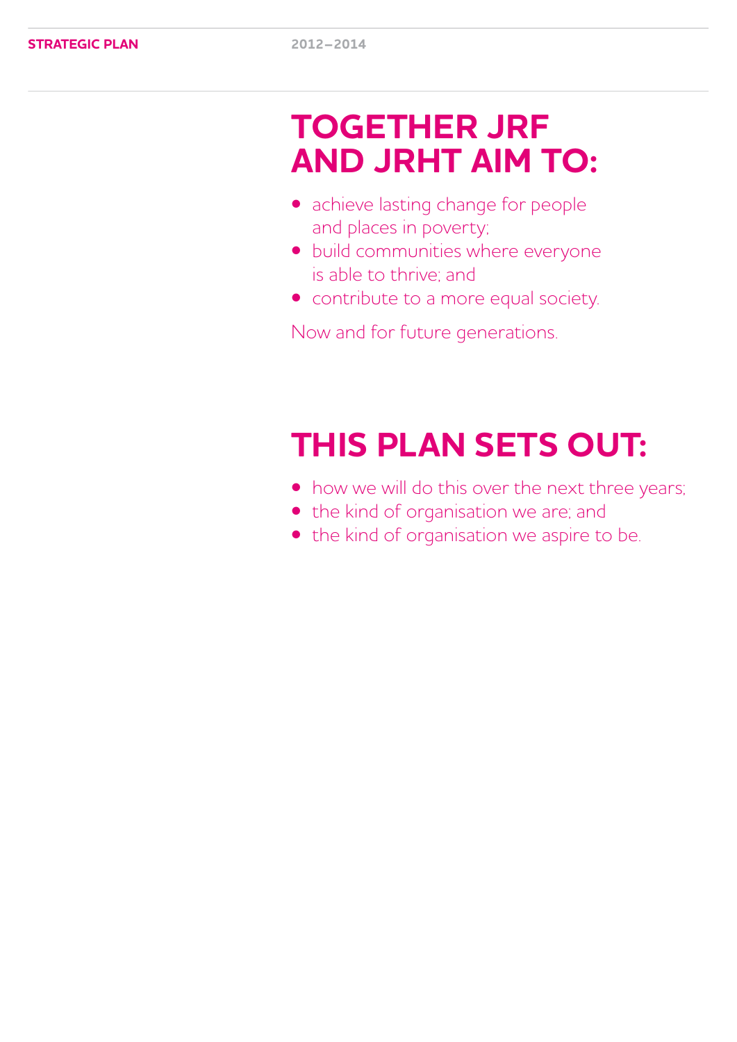# TOGETHER JRF AND JRHT AIM TO:

- achieve lasting change for people and places in poverty;
- build communities where everyone is able to thrive; and
- contribute to a more equal society.

Now and for future generations.

# THIS PLAN SETS OUT:

- how we will do this over the next three years;
- the kind of organisation we are; and
- the kind of organisation we aspire to be.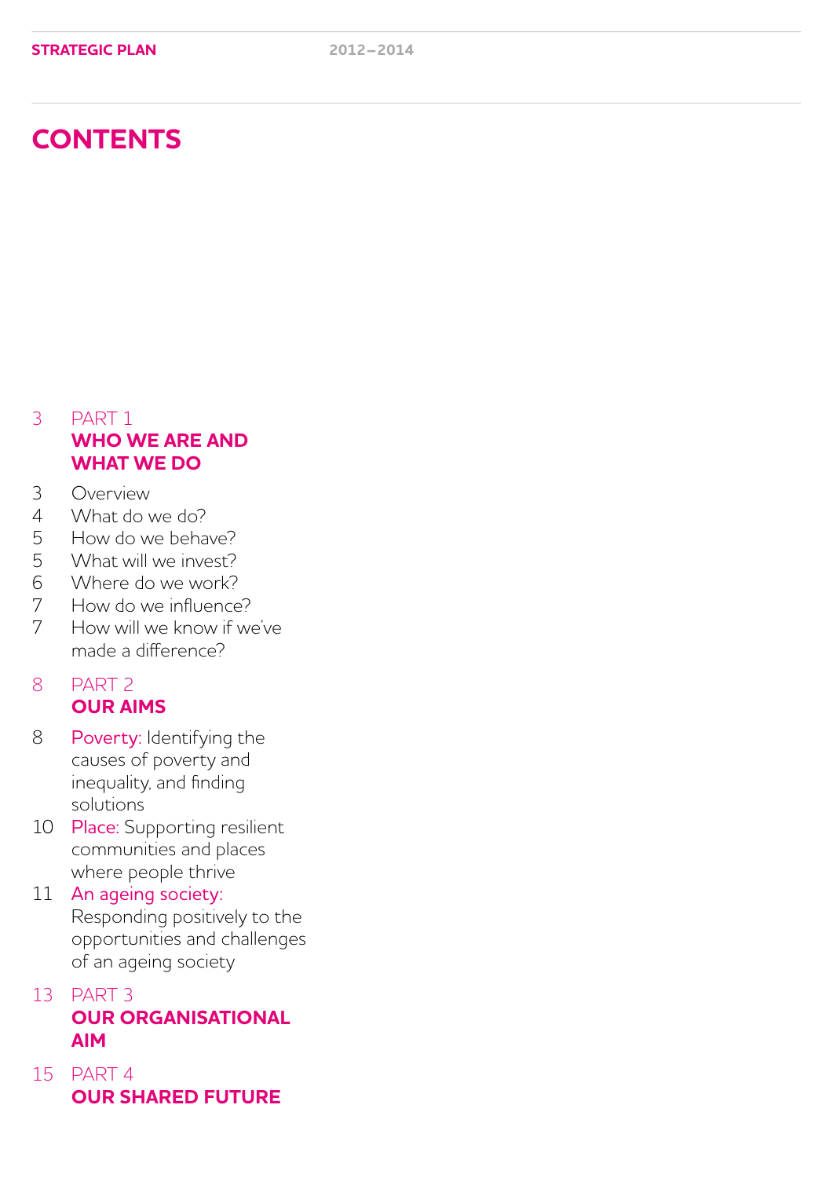# CONTENTS

3 PART 1
**WHO WE ARE AND WHAT WE DO**

- 3 Overview
- 4 What do we do?
- 5 How do we behave?
- 5 What will we invest?
- 6 Where do we work?
- 7 How do we influence?
- 7 How will we know if we've made a difference?

8 PART 2
**OUR AIMS**

- 8 Poverty: Identifying the causes of poverty and inequality, and finding solutions
- 10 Place: Supporting resilient communities and places where people thrive
- 11 An ageing society: Responding positively to the opportunities and challenges of an ageing society

13 PART 3
**OUR ORGANISATIONAL AIM**

15 PART 4
**OUR SHARED FUTURE**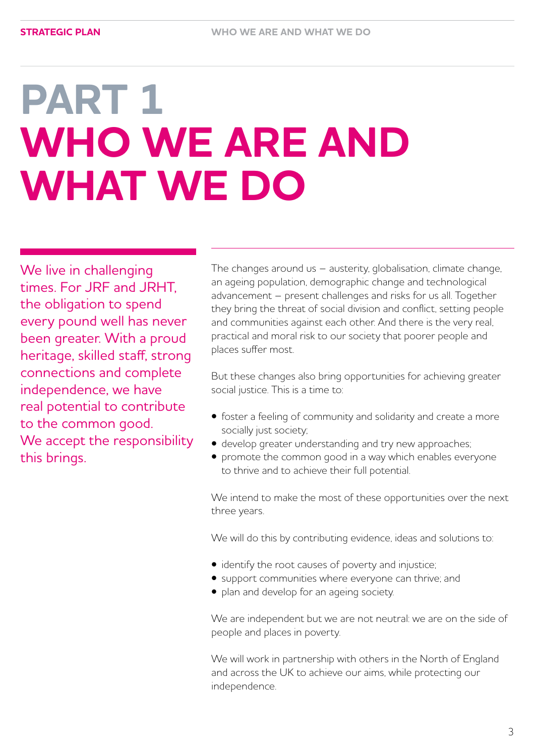# PART 1
# WHO WE ARE AND WHAT WE DO

We live in challenging times. For JRF and JRHT, the obligation to spend every pound well has never been greater. With a proud heritage, skilled staff, strong connections and complete independence, we have real potential to contribute to the common good. We accept the responsibility this brings.

The changes around us – austerity, globalisation, climate change, an ageing population, demographic change and technological advancement – present challenges and risks for us all. Together they bring the threat of social division and conflict, setting people and communities against each other. And there is the very real, practical and moral risk to our society that poorer people and places suffer most.

But these changes also bring opportunities for achieving greater social justice. This is a time to:

- foster a feeling of community and solidarity and create a more socially just society;
- develop greater understanding and try new approaches;
- promote the common good in a way which enables everyone to thrive and to achieve their full potential.

We intend to make the most of these opportunities over the next three years.

We will do this by contributing evidence, ideas and solutions to:

- identify the root causes of poverty and injustice;
- support communities where everyone can thrive; and
- plan and develop for an ageing society.

We are independent but we are not neutral: we are on the side of people and places in poverty.

We will work in partnership with others in the North of England and across the UK to achieve our aims, while protecting our independence.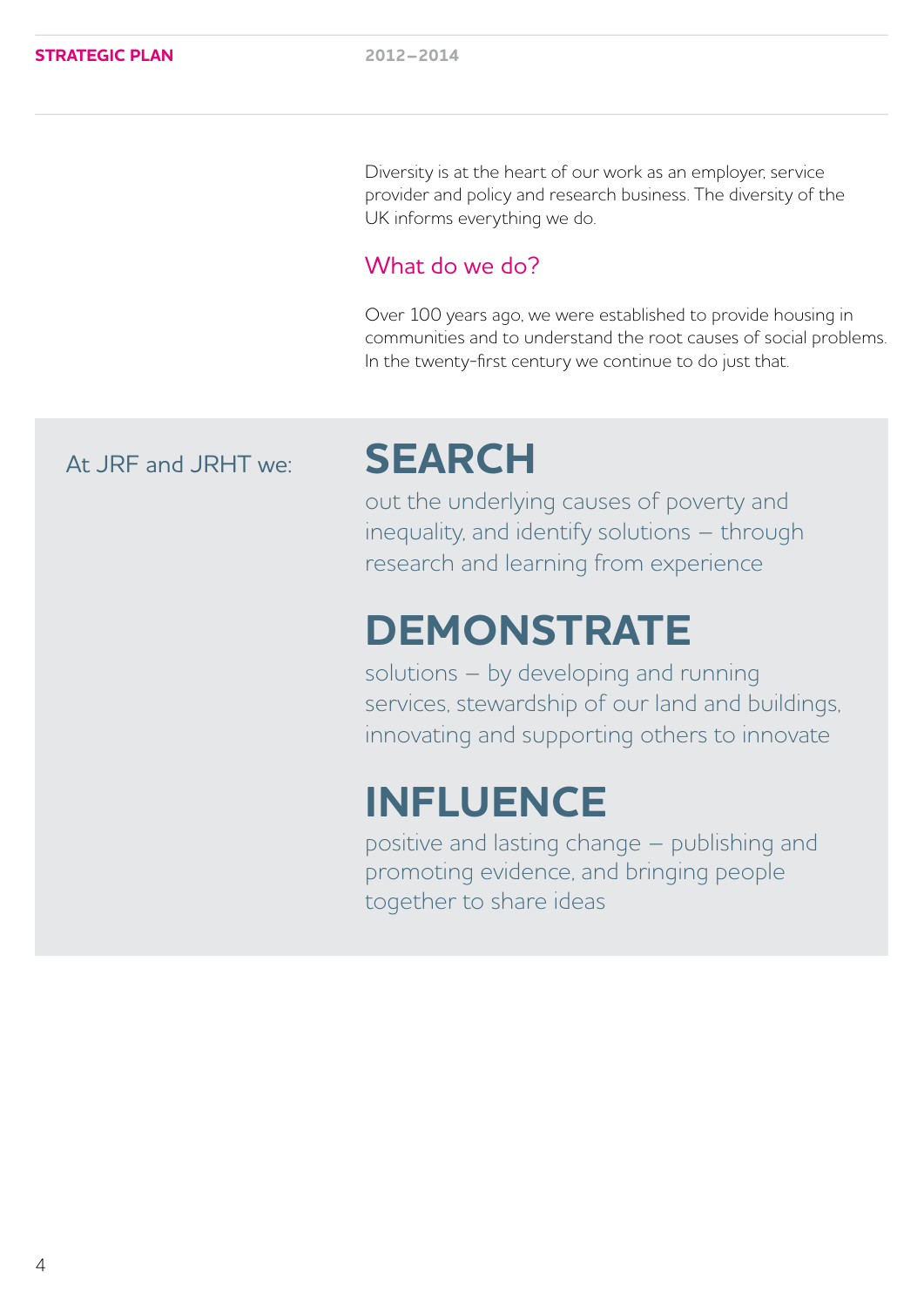Diversity is at the heart of our work as an employer, service provider and policy and research business. The diversity of the UK informs everything we do.

## What do we do?

Over 100 years ago, we were established to provide housing in communities and to understand the root causes of social problems. In the twenty-first century we continue to do just that.

At JRF and JRHT we:

### SEARCH

out the underlying causes of poverty and inequality, and identify solutions – through research and learning from experience

### DEMONSTRATE

solutions – by developing and running services, stewardship of our land and buildings, innovating and supporting others to innovate

### INFLUENCE

positive and lasting change – publishing and promoting evidence, and bringing people together to share ideas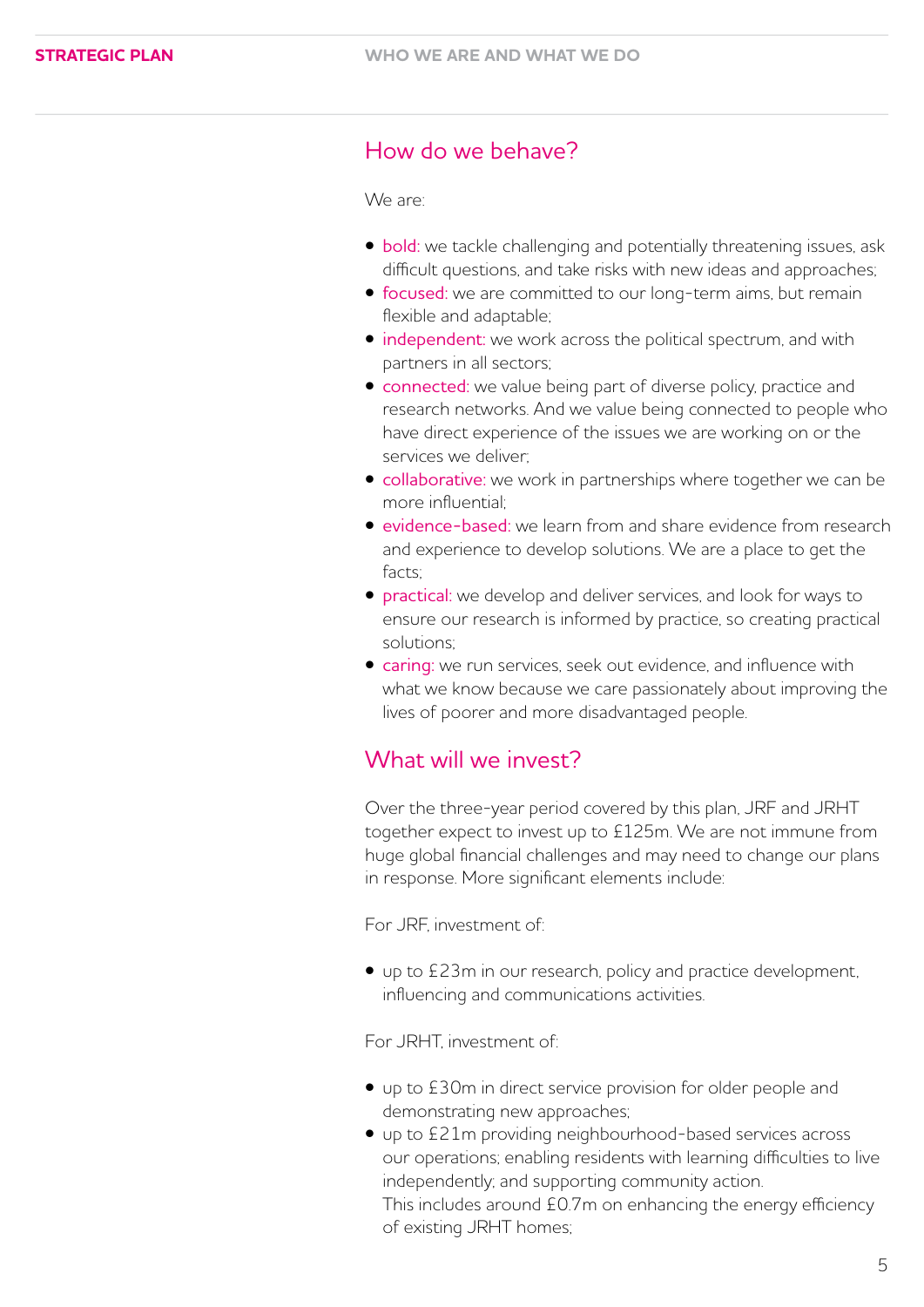## How do we behave?

We are:

- bold: we tackle challenging and potentially threatening issues, ask difficult questions, and take risks with new ideas and approaches;
- focused: we are committed to our long-term aims, but remain flexible and adaptable;
- independent: we work across the political spectrum, and with partners in all sectors;
- connected: we value being part of diverse policy, practice and research networks. And we value being connected to people who have direct experience of the issues we are working on or the services we deliver;
- collaborative: we work in partnerships where together we can be more influential;
- evidence-based: we learn from and share evidence from research and experience to develop solutions. We are a place to get the facts;
- practical: we develop and deliver services, and look for ways to ensure our research is informed by practice, so creating practical solutions;
- caring: we run services, seek out evidence, and influence with what we know because we care passionately about improving the lives of poorer and more disadvantaged people.

## What will we invest?

Over the three-year period covered by this plan, JRF and JRHT together expect to invest up to £125m. We are not immune from huge global financial challenges and may need to change our plans in response. More significant elements include:

For JRF, investment of:

- up to £23m in our research, policy and practice development, influencing and communications activities.

For JRHT, investment of:

- up to £30m in direct service provision for older people and demonstrating new approaches;
- up to £21m providing neighbourhood-based services across our operations; enabling residents with learning difficulties to live independently; and supporting community action.
  This includes around £0.7m on enhancing the energy efficiency of existing JRHT homes;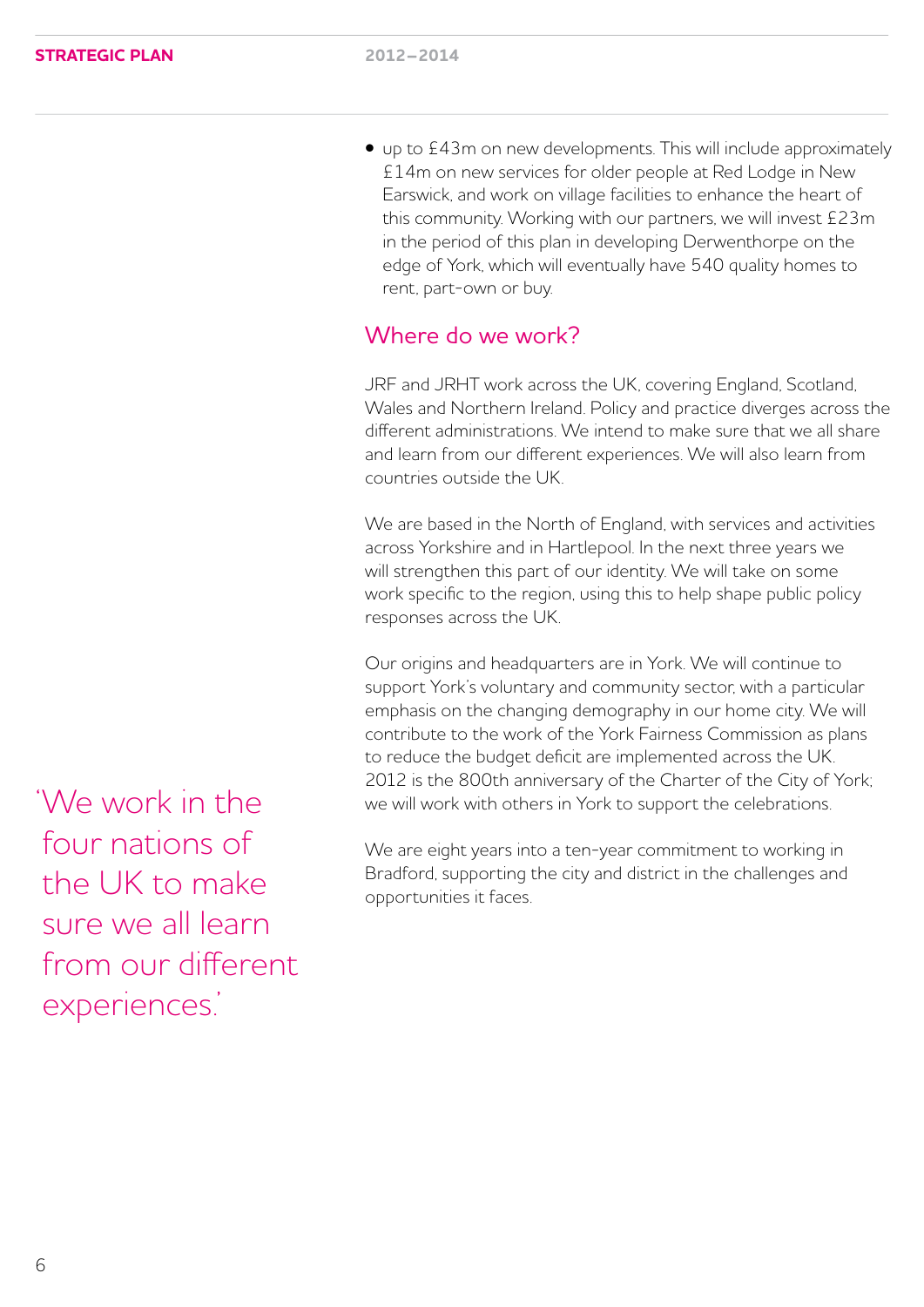- up to £43m on new developments. This will include approximately £14m on new services for older people at Red Lodge in New Earswick, and work on village facilities to enhance the heart of this community. Working with our partners, we will invest £23m in the period of this plan in developing Derwenthorpe on the edge of York, which will eventually have 540 quality homes to rent, part-own or buy.

## Where do we work?

JRF and JRHT work across the UK, covering England, Scotland, Wales and Northern Ireland. Policy and practice diverges across the different administrations. We intend to make sure that we all share and learn from our different experiences. We will also learn from countries outside the UK.

We are based in the North of England, with services and activities across Yorkshire and in Hartlepool. In the next three years we will strengthen this part of our identity. We will take on some work specific to the region, using this to help shape public policy responses across the UK.

Our origins and headquarters are in York. We will continue to support York's voluntary and community sector, with a particular emphasis on the changing demography in our home city. We will contribute to the work of the York Fairness Commission as plans to reduce the budget deficit are implemented across the UK. 2012 is the 800th anniversary of the Charter of the City of York; we will work with others in York to support the celebrations.

We are eight years into a ten-year commitment to working in Bradford, supporting the city and district in the challenges and opportunities it faces.

'We work in the four nations of the UK to make sure we all learn from our different experiences.'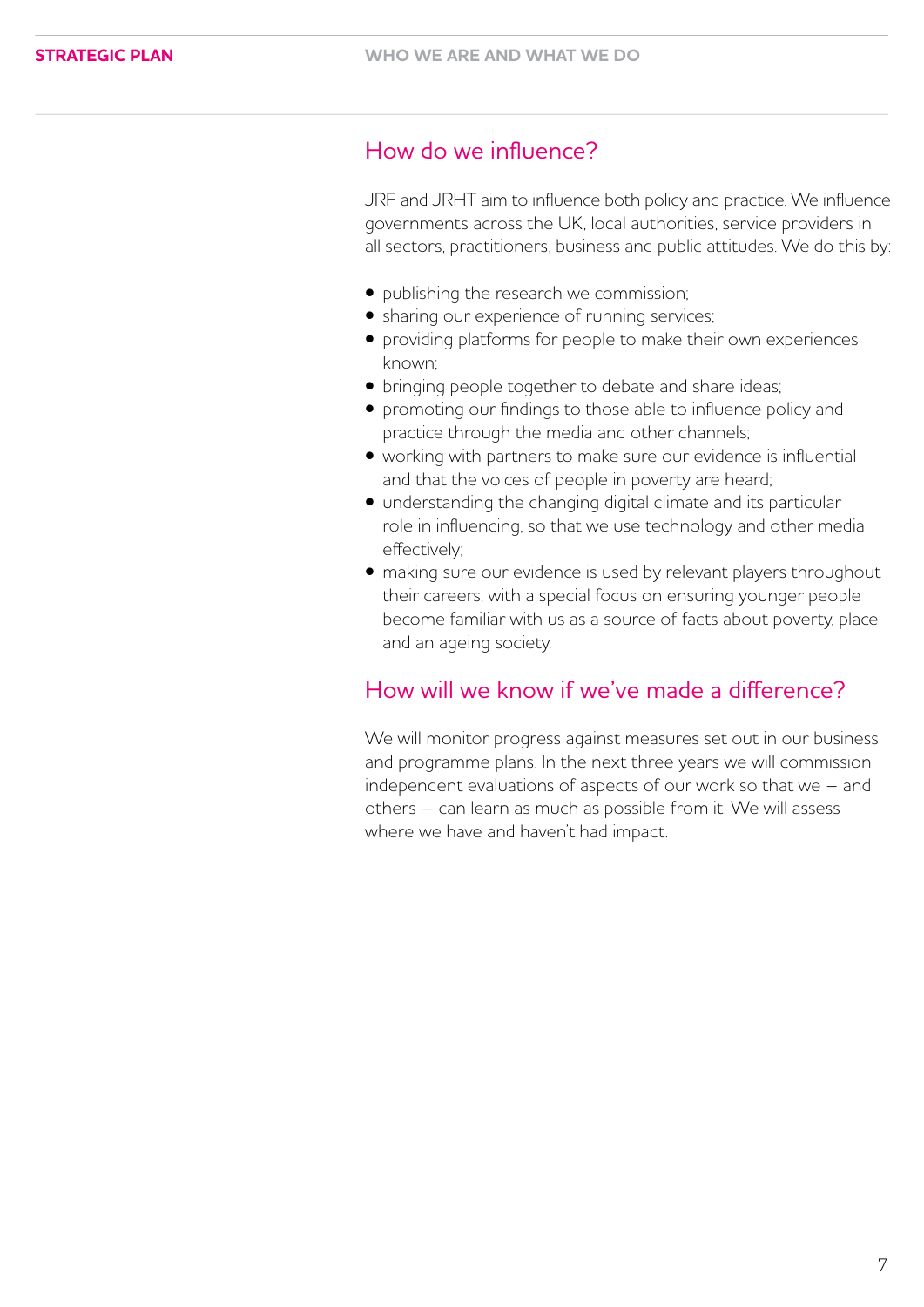## How do we influence?

JRF and JRHT aim to influence both policy and practice. We influence governments across the UK, local authorities, service providers in all sectors, practitioners, business and public attitudes. We do this by:

- publishing the research we commission;
- sharing our experience of running services;
- providing platforms for people to make their own experiences known;
- bringing people together to debate and share ideas;
- promoting our findings to those able to influence policy and practice through the media and other channels;
- working with partners to make sure our evidence is influential and that the voices of people in poverty are heard;
- understanding the changing digital climate and its particular role in influencing, so that we use technology and other media effectively;
- making sure our evidence is used by relevant players throughout their careers, with a special focus on ensuring younger people become familiar with us as a source of facts about poverty, place and an ageing society.

## How will we know if we've made a difference?

We will monitor progress against measures set out in our business and programme plans. In the next three years we will commission independent evaluations of aspects of our work so that we – and others – can learn as much as possible from it. We will assess where we have and haven't had impact.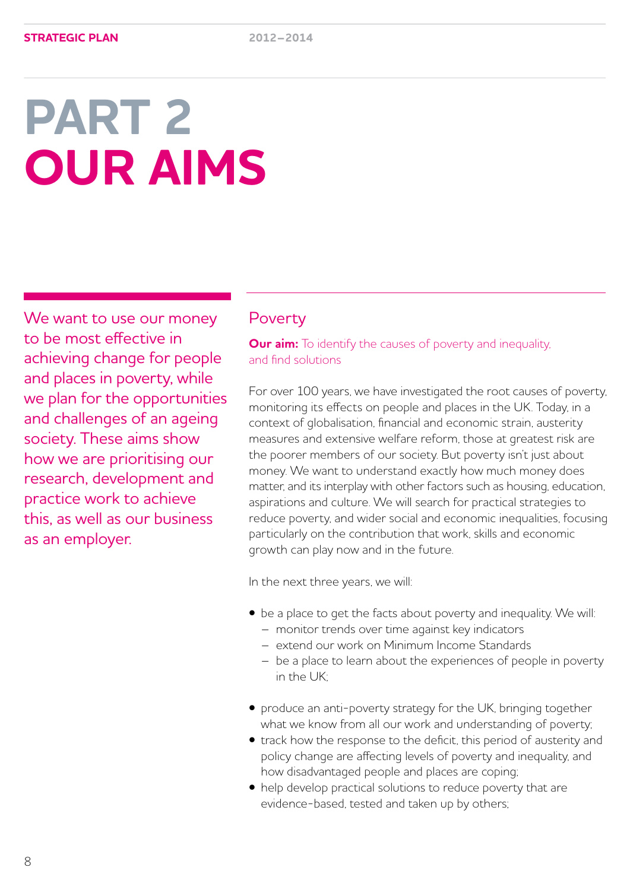# PART 2
# OUR AIMS

We want to use our money to be most effective in achieving change for people and places in poverty, while we plan for the opportunities and challenges of an ageing society. These aims show how we are prioritising our research, development and practice work to achieve this, as well as our business as an employer.

## Poverty

**Our aim:** To identify the causes of poverty and inequality, and find solutions

For over 100 years, we have investigated the root causes of poverty, monitoring its effects on people and places in the UK. Today, in a context of globalisation, financial and economic strain, austerity measures and extensive welfare reform, those at greatest risk are the poorer members of our society. But poverty isn't just about money. We want to understand exactly how much money does matter, and its interplay with other factors such as housing, education, aspirations and culture. We will search for practical strategies to reduce poverty, and wider social and economic inequalities, focusing particularly on the contribution that work, skills and economic growth can play now and in the future.

In the next three years, we will:

- be a place to get the facts about poverty and inequality. We will:
  - monitor trends over time against key indicators
  - extend our work on Minimum Income Standards
  - be a place to learn about the experiences of people in poverty in the UK;
- produce an anti-poverty strategy for the UK, bringing together what we know from all our work and understanding of poverty;
- track how the response to the deficit, this period of austerity and policy change are affecting levels of poverty and inequality, and how disadvantaged people and places are coping;
- help develop practical solutions to reduce poverty that are evidence-based, tested and taken up by others;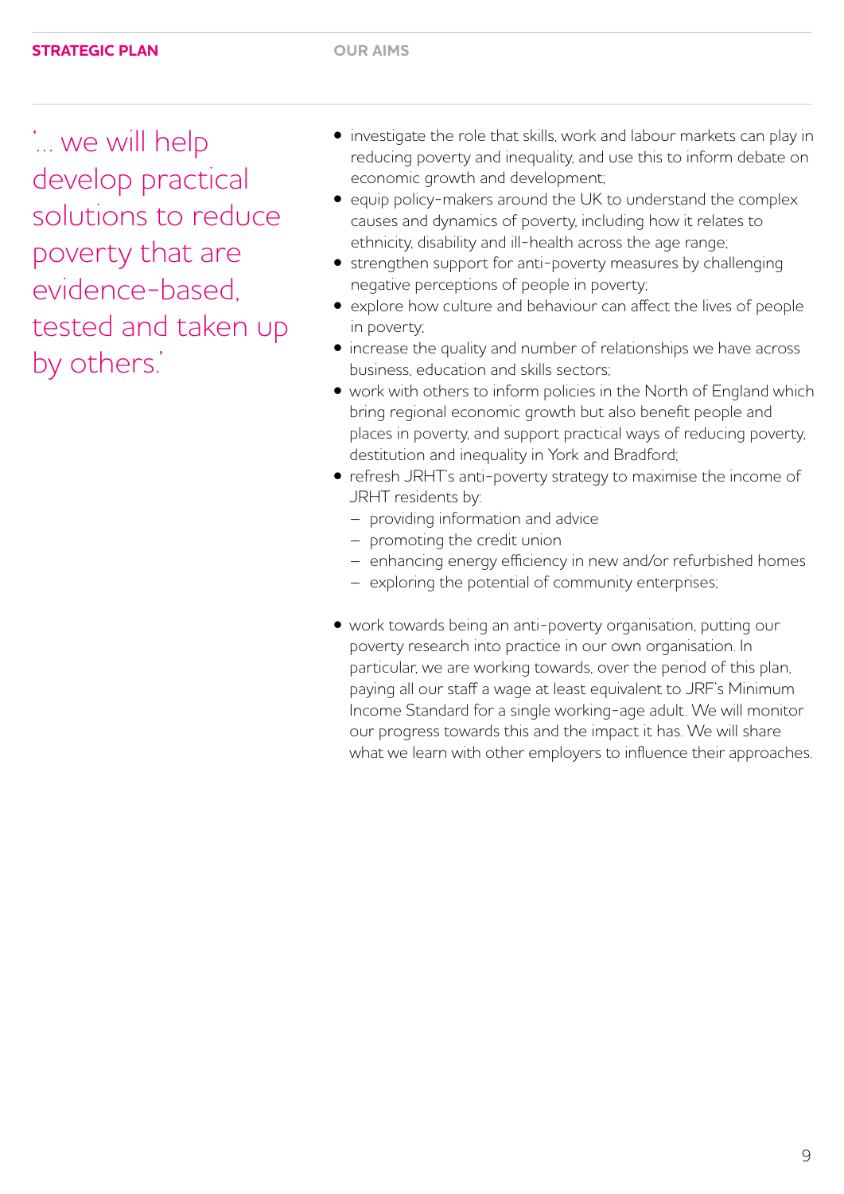'... we will help develop practical solutions to reduce poverty that are evidence-based, tested and taken up by others.'

- investigate the role that skills, work and labour markets can play in reducing poverty and inequality, and use this to inform debate on economic growth and development;
- equip policy-makers around the UK to understand the complex causes and dynamics of poverty, including how it relates to ethnicity, disability and ill-health across the age range;
- strengthen support for anti-poverty measures by challenging negative perceptions of people in poverty;
- explore how culture and behaviour can affect the lives of people in poverty;
- increase the quality and number of relationships we have across business, education and skills sectors;
- work with others to inform policies in the North of England which bring regional economic growth but also benefit people and places in poverty, and support practical ways of reducing poverty, destitution and inequality in York and Bradford;
- refresh JRHT's anti-poverty strategy to maximise the income of JRHT residents by:
  - providing information and advice
  - promoting the credit union
  - enhancing energy efficiency in new and/or refurbished homes
  - exploring the potential of community enterprises;
- work towards being an anti-poverty organisation, putting our poverty research into practice in our own organisation. In particular, we are working towards, over the period of this plan, paying all our staff a wage at least equivalent to JRF's Minimum Income Standard for a single working-age adult. We will monitor our progress towards this and the impact it has. We will share what we learn with other employers to influence their approaches.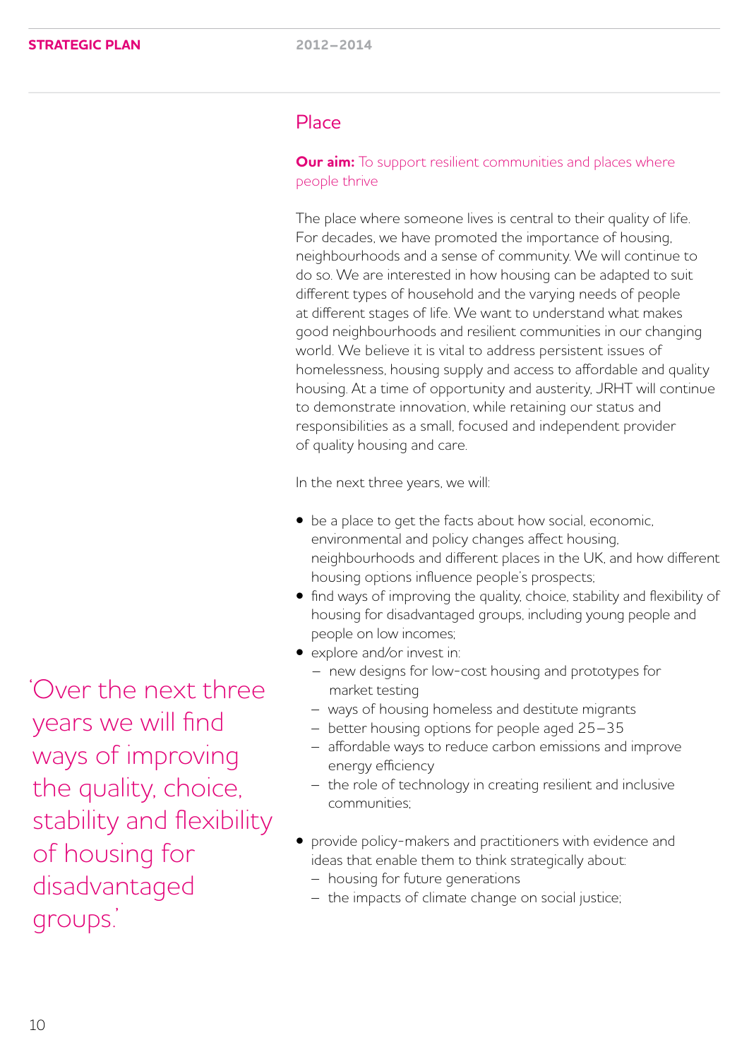## Place

**Our aim:** To support resilient communities and places where people thrive

The place where someone lives is central to their quality of life. For decades, we have promoted the importance of housing, neighbourhoods and a sense of community. We will continue to do so. We are interested in how housing can be adapted to suit different types of household and the varying needs of people at different stages of life. We want to understand what makes good neighbourhoods and resilient communities in our changing world. We believe it is vital to address persistent issues of homelessness, housing supply and access to affordable and quality housing. At a time of opportunity and austerity, JRHT will continue to demonstrate innovation, while retaining our status and responsibilities as a small, focused and independent provider of quality housing and care.

In the next three years, we will:

- be a place to get the facts about how social, economic, environmental and policy changes affect housing, neighbourhoods and different places in the UK, and how different housing options influence people's prospects;
- find ways of improving the quality, choice, stability and flexibility of housing for disadvantaged groups, including young people and people on low incomes;
- explore and/or invest in:
  - new designs for low-cost housing and prototypes for market testing
  - ways of housing homeless and destitute migrants
  - better housing options for people aged 25–35
  - affordable ways to reduce carbon emissions and improve energy efficiency
  - the role of technology in creating resilient and inclusive communities;
- provide policy-makers and practitioners with evidence and ideas that enable them to think strategically about:
  - housing for future generations
  - the impacts of climate change on social justice;

'Over the next three years we will find ways of improving the quality, choice, stability and flexibility of housing for disadvantaged groups.'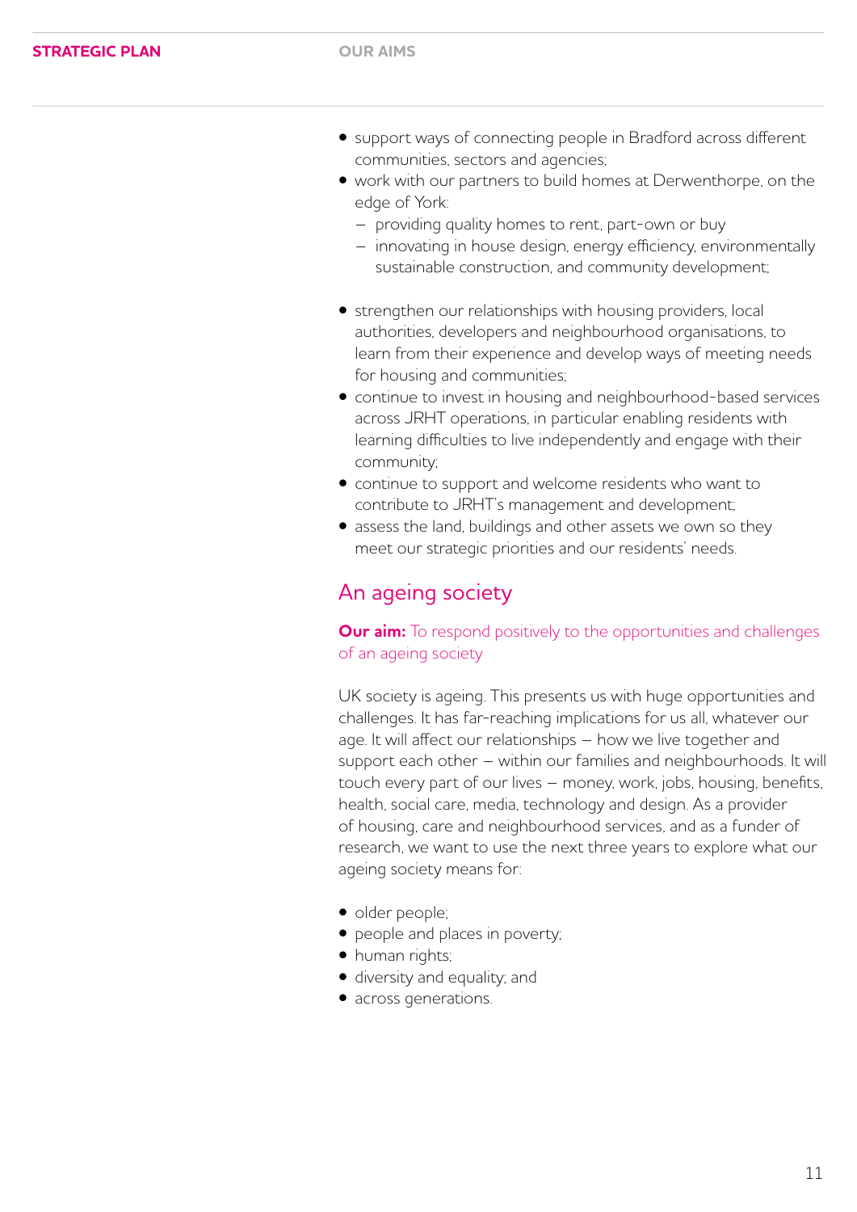- support ways of connecting people in Bradford across different communities, sectors and agencies;
- work with our partners to build homes at Derwenthorpe, on the edge of York:
  - providing quality homes to rent, part-own or buy
  - innovating in house design, energy efficiency, environmentally sustainable construction, and community development;
- strengthen our relationships with housing providers, local authorities, developers and neighbourhood organisations, to learn from their experience and develop ways of meeting needs for housing and communities;
- continue to invest in housing and neighbourhood-based services across JRHT operations, in particular enabling residents with learning difficulties to live independently and engage with their community;
- continue to support and welcome residents who want to contribute to JRHT's management and development;
- assess the land, buildings and other assets we own so they meet our strategic priorities and our residents' needs.

## An ageing society

**Our aim:** To respond positively to the opportunities and challenges of an ageing society

UK society is ageing. This presents us with huge opportunities and challenges. It has far-reaching implications for us all, whatever our age. It will affect our relationships – how we live together and support each other – within our families and neighbourhoods. It will touch every part of our lives – money, work, jobs, housing, benefits, health, social care, media, technology and design. As a provider of housing, care and neighbourhood services, and as a funder of research, we want to use the next three years to explore what our ageing society means for:

- older people;
- people and places in poverty;
- human rights;
- diversity and equality; and
- across generations.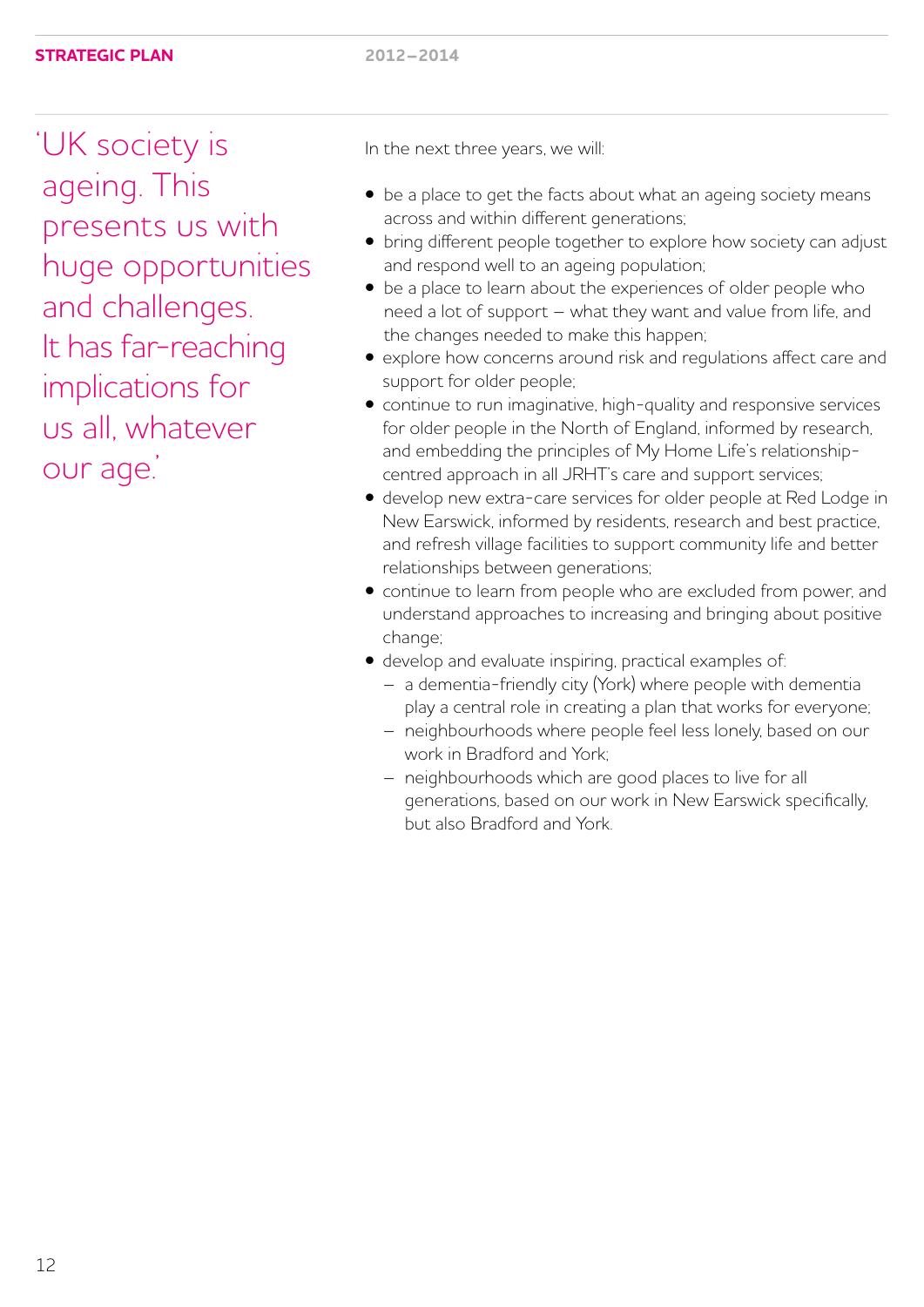'UK society is ageing. This presents us with huge opportunities and challenges. It has far-reaching implications for us all, whatever our age.'

In the next three years, we will:

- be a place to get the facts about what an ageing society means across and within different generations;
- bring different people together to explore how society can adjust and respond well to an ageing population;
- be a place to learn about the experiences of older people who need a lot of support – what they want and value from life, and the changes needed to make this happen;
- explore how concerns around risk and regulations affect care and support for older people;
- continue to run imaginative, high-quality and responsive services for older people in the North of England, informed by research, and embedding the principles of My Home Life's relationship-centred approach in all JRHT's care and support services;
- develop new extra-care services for older people at Red Lodge in New Earswick, informed by residents, research and best practice, and refresh village facilities to support community life and better relationships between generations;
- continue to learn from people who are excluded from power, and understand approaches to increasing and bringing about positive change;
- develop and evaluate inspiring, practical examples of:
  - a dementia-friendly city (York) where people with dementia play a central role in creating a plan that works for everyone;
  - neighbourhoods where people feel less lonely, based on our work in Bradford and York;
  - neighbourhoods which are good places to live for all generations, based on our work in New Earswick specifically, but also Bradford and York.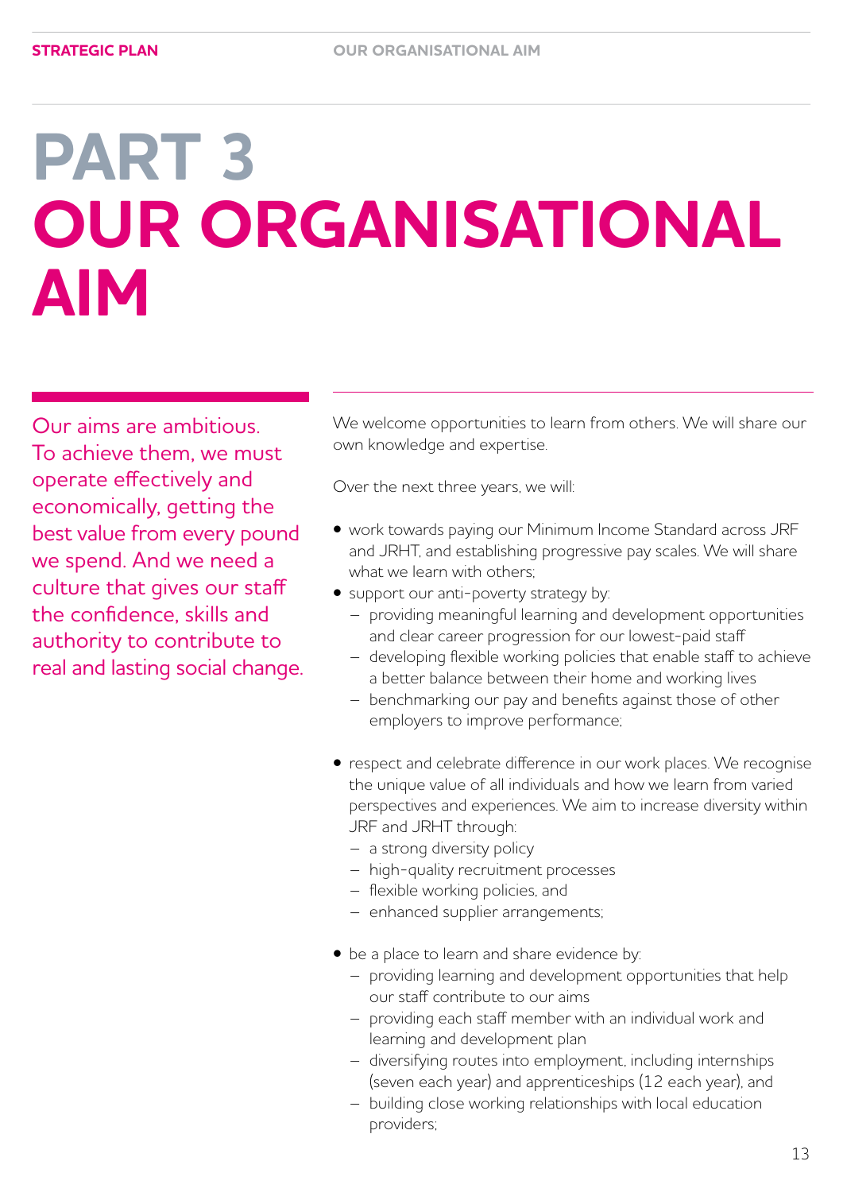# PART 3 OUR ORGANISATIONAL AIM

Our aims are ambitious. To achieve them, we must operate effectively and economically, getting the best value from every pound we spend. And we need a culture that gives our staff the confidence, skills and authority to contribute to real and lasting social change.

We welcome opportunities to learn from others. We will share our own knowledge and expertise.

Over the next three years, we will:

- work towards paying our Minimum Income Standard across JRF and JRHT, and establishing progressive pay scales. We will share what we learn with others;
- support our anti-poverty strategy by:
  - providing meaningful learning and development opportunities and clear career progression for our lowest-paid staff
  - developing flexible working policies that enable staff to achieve a better balance between their home and working lives
  - benchmarking our pay and benefits against those of other employers to improve performance;
- respect and celebrate difference in our work places. We recognise the unique value of all individuals and how we learn from varied perspectives and experiences. We aim to increase diversity within JRF and JRHT through:
  - a strong diversity policy
  - high-quality recruitment processes
  - flexible working policies, and
  - enhanced supplier arrangements;
- be a place to learn and share evidence by:
  - providing learning and development opportunities that help our staff contribute to our aims
  - providing each staff member with an individual work and learning and development plan
  - diversifying routes into employment, including internships (seven each year) and apprenticeships (12 each year), and
  - building close working relationships with local education providers;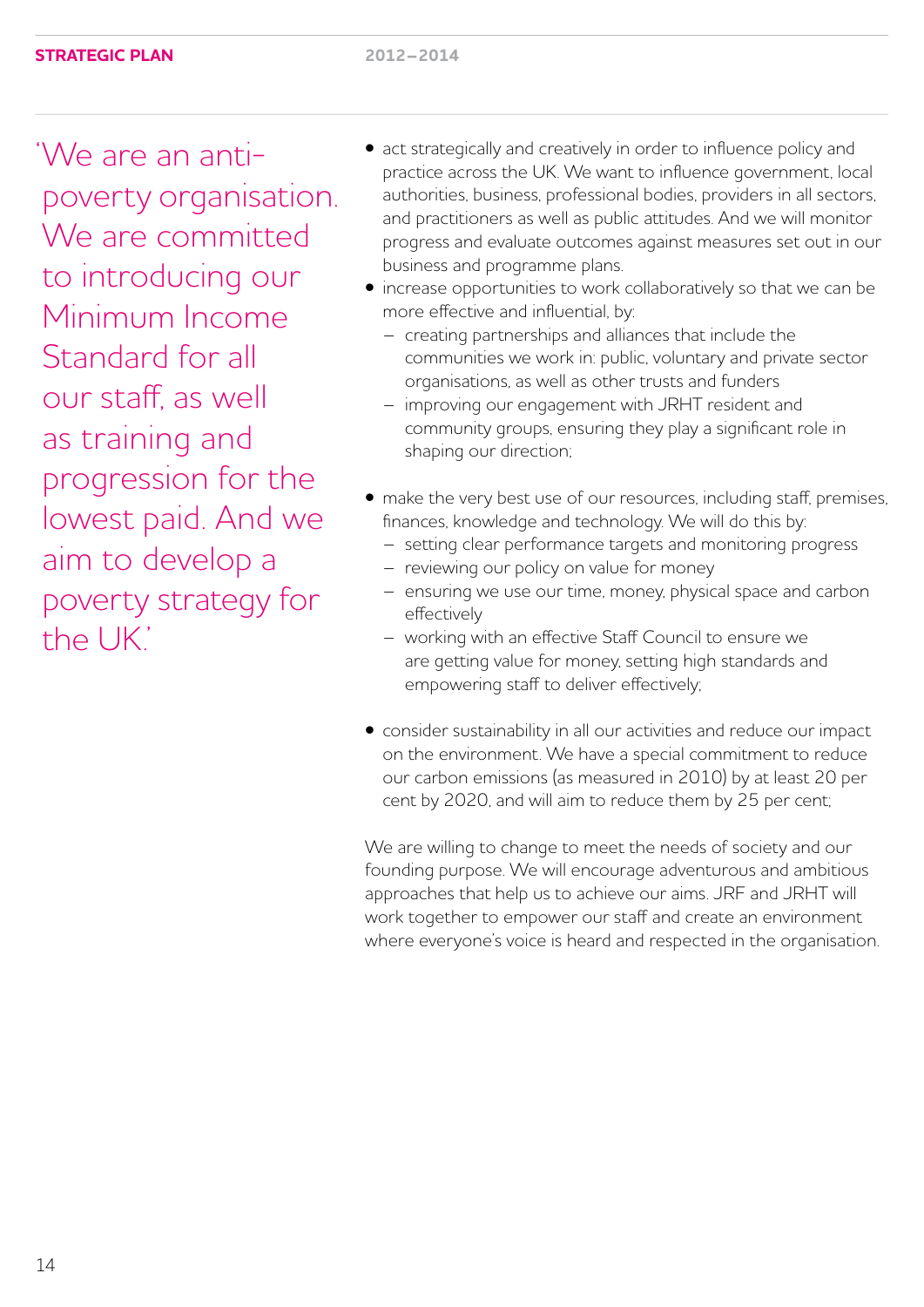'We are an anti-poverty organisation. We are committed to introducing our Minimum Income Standard for all our staff, as well as training and progression for the lowest paid. And we aim to develop a poverty strategy for the UK.'

- act strategically and creatively in order to influence policy and practice across the UK. We want to influence government, local authorities, business, professional bodies, providers in all sectors, and practitioners as well as public attitudes. And we will monitor progress and evaluate outcomes against measures set out in our business and programme plans.
- increase opportunities to work collaboratively so that we can be more effective and influential, by:
  - creating partnerships and alliances that include the communities we work in: public, voluntary and private sector organisations, as well as other trusts and funders
  - improving our engagement with JRHT resident and community groups, ensuring they play a significant role in shaping our direction;
- make the very best use of our resources, including staff, premises, finances, knowledge and technology. We will do this by:
  - setting clear performance targets and monitoring progress
  - reviewing our policy on value for money
  - ensuring we use our time, money, physical space and carbon effectively
  - working with an effective Staff Council to ensure we are getting value for money, setting high standards and empowering staff to deliver effectively;
- consider sustainability in all our activities and reduce our impact on the environment. We have a special commitment to reduce our carbon emissions (as measured in 2010) by at least 20 per cent by 2020, and will aim to reduce them by 25 per cent;

We are willing to change to meet the needs of society and our founding purpose. We will encourage adventurous and ambitious approaches that help us to achieve our aims. JRF and JRHT will work together to empower our staff and create an environment where everyone's voice is heard and respected in the organisation.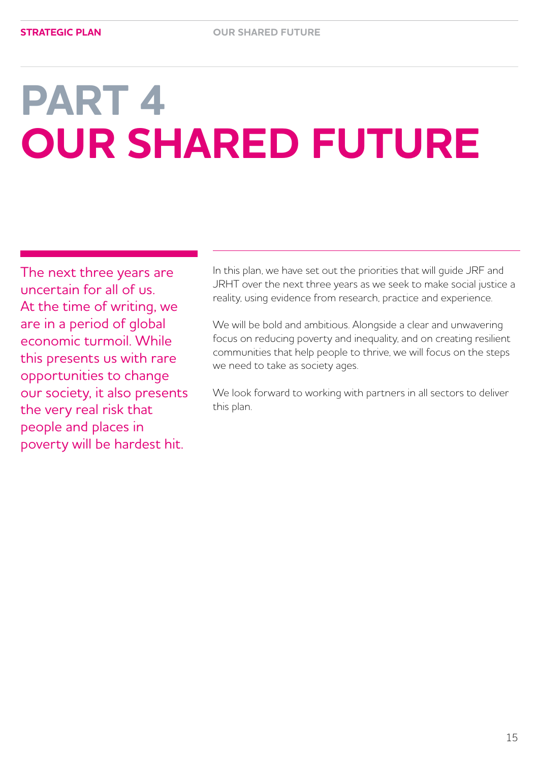# PART 4
# OUR SHARED FUTURE

The next three years are uncertain for all of us. At the time of writing, we are in a period of global economic turmoil. While this presents us with rare opportunities to change our society, it also presents the very real risk that people and places in poverty will be hardest hit.

In this plan, we have set out the priorities that will guide JRF and JRHT over the next three years as we seek to make social justice a reality, using evidence from research, practice and experience.

We will be bold and ambitious. Alongside a clear and unwavering focus on reducing poverty and inequality, and on creating resilient communities that help people to thrive, we will focus on the steps we need to take as society ages.

We look forward to working with partners in all sectors to deliver this plan.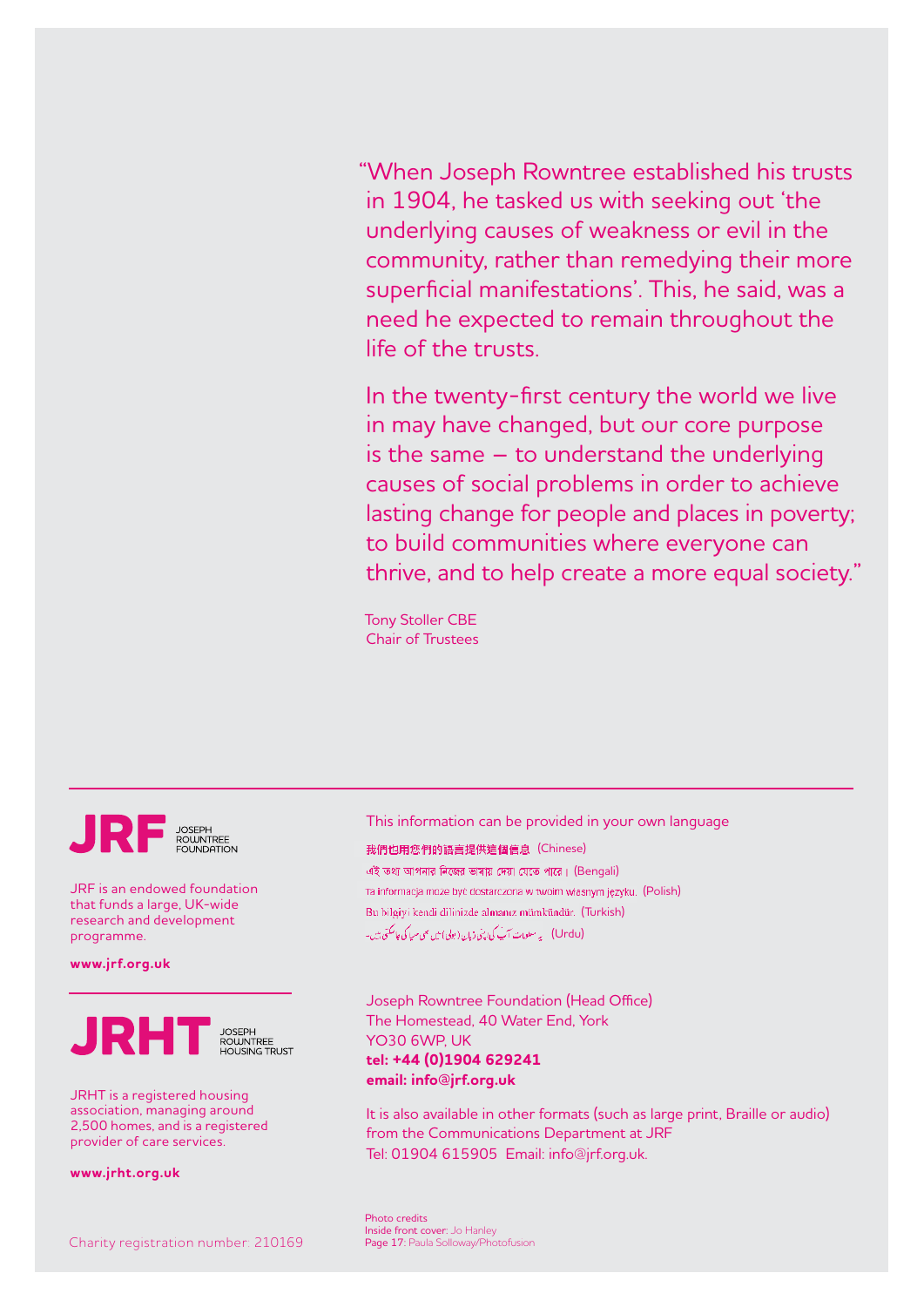"When Joseph Rowntree established his trusts in 1904, he tasked us with seeking out 'the underlying causes of weakness or evil in the community, rather than remedying their more superficial manifestations'. This, he said, was a need he expected to remain throughout the life of the trusts.

In the twenty-first century the world we live in may have changed, but our core purpose is the same – to understand the underlying causes of social problems in order to achieve lasting change for people and places in poverty; to build communities where everyone can thrive, and to help create a more equal society."

Tony Stoller CBE
Chair of Trustees

JRF JOSEPH ROWNTREE FOUNDATION

JRF is an endowed foundation that funds a large, UK-wide research and development programme.

**www.jrf.org.uk**

JRHT JOSEPH ROWNTREE HOUSING TRUST

JRHT is a registered housing association, managing around 2,500 homes, and is a registered provider of care services.

**www.jrht.org.uk**

Charity registration number: 210169

This information can be provided in your own language

我們也用您們的語言提供這個信息 (Chinese)

এই তথ্য আপনার নিজের ভাষায় দেয়া যেতে পারে। (Bengali)

Ta informacja może być dostarczona w twoim własnym języku. (Polish)

Bu bilgiyi kendi dilinizde almanız mümkündür. (Turkish)

یہ معلومات آپ کی اپنی زبان (بولی) میں بھی مہیا کی جا سکتی ہیں۔ (Urdu)

Joseph Rowntree Foundation (Head Office)
The Homestead, 40 Water End, York
YO30 6WP, UK
**tel: +44 (0)1904 629241**
**email: info@jrf.org.uk**

It is also available in other formats (such as large print, Braille or audio) from the Communications Department at JRF
Tel: 01904 615905 Email: info@jrf.org.uk.

Photo credits
Inside front cover: Jo Hanley
Page 17: Paula Solloway/Photofusion